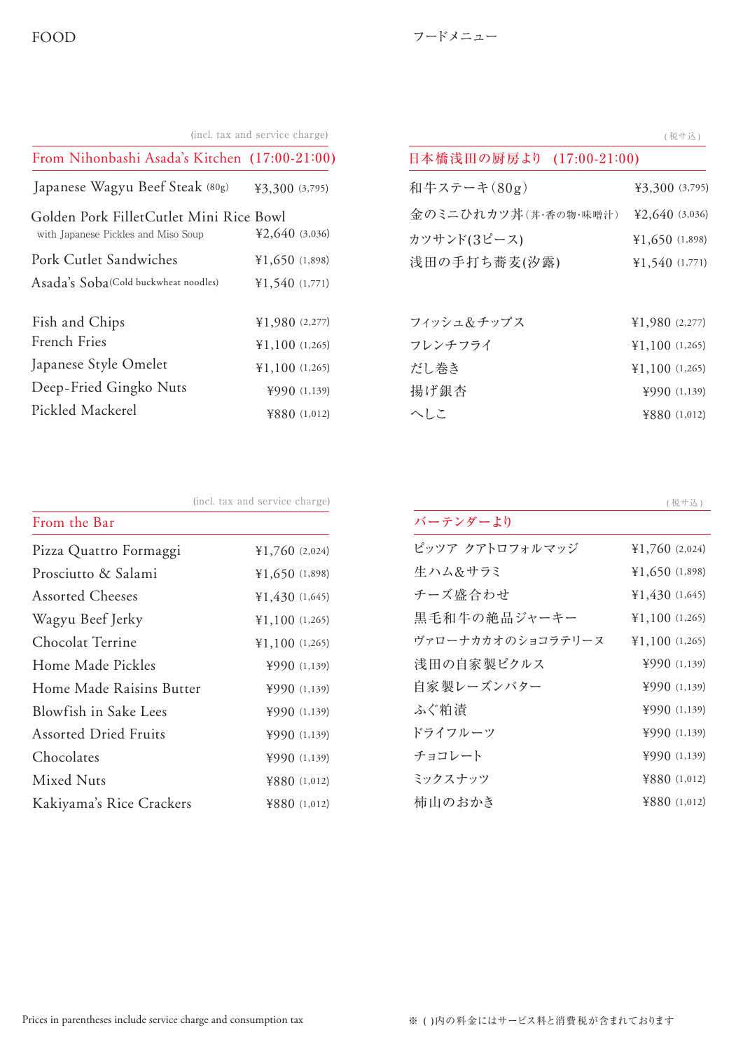# FOOD

# フードメニュー

(incl. tax and service charge)

## From Nihonbashi Asada's Kitchen (17:00-21:00)

| Item | Price |
|---|---|
| Japanese Wagyu Beef Steak (80g) | ¥3,300 (3,795) |
| Golden Pork FilletCutlet Mini Rice Bowl with Japanese Pickles and Miso Soup | ¥2,640 (3,036) |
| Pork Cutlet Sandwiches | ¥1,650 (1,898) |
| Asada's Soba (Cold buckwheat noodles) | ¥1,540 (1,771) |
| Fish and Chips | ¥1,980 (2,277) |
| French Fries | ¥1,100 (1,265) |
| Japanese Style Omelet | ¥1,100 (1,265) |
| Deep-Fried Gingko Nuts | ¥990 (1,139) |
| Pickled Mackerel | ¥880 (1,012) |

(税サ込)

## 日本橋浅田の厨房より (17:00-21:00)

| 品目 | 価格 |
|---|---|
| 和牛ステーキ(80g) | ¥3,300 (3,795) |
| 金のミニひれカツ丼(丼・香の物・味噌汁) | ¥2,640 (3,036) |
| カツサンド(3ピース) | ¥1,650 (1,898) |
| 浅田の手打ち蕎麦(汐露) | ¥1,540 (1,771) |
| フィッシュ&チップス | ¥1,980 (2,277) |
| フレンチフライ | ¥1,100 (1,265) |
| だし巻き | ¥1,100 (1,265) |
| 揚げ銀杏 | ¥990 (1,139) |
| へしこ | ¥880 (1,012) |

(incl. tax and service charge)

## From the Bar

| Item | Price |
|---|---|
| Pizza Quattro Formaggi | ¥1,760 (2,024) |
| Prosciutto & Salami | ¥1,650 (1,898) |
| Assorted Cheeses | ¥1,430 (1,645) |
| Wagyu Beef Jerky | ¥1,100 (1,265) |
| Chocolat Terrine | ¥1,100 (1,265) |
| Home Made Pickles | ¥990 (1,139) |
| Home Made Raisins Butter | ¥990 (1,139) |
| Blowfish in Sake Lees | ¥990 (1,139) |
| Assorted Dried Fruits | ¥990 (1,139) |
| Chocolates | ¥990 (1,139) |
| Mixed Nuts | ¥880 (1,012) |
| Kakiyama's Rice Crackers | ¥880 (1,012) |

(税サ込)

## バーテンダーより

| 品目 | 価格 |
|---|---|
| ピッツア クアトロフォルマッジ | ¥1,760 (2,024) |
| 生ハム&サラミ | ¥1,650 (1,898) |
| チーズ盛合わせ | ¥1,430 (1,645) |
| 黒毛和牛の絶品ジャーキー | ¥1,100 (1,265) |
| ヴァローナカカオのショコラテリーヌ | ¥1,100 (1,265) |
| 浅田の自家製ピクルス | ¥990 (1,139) |
| 自家製レーズンバター | ¥990 (1,139) |
| ふぐ粕漬 | ¥990 (1,139) |
| ドライフルーツ | ¥990 (1,139) |
| チョコレート | ¥990 (1,139) |
| ミックスナッツ | ¥880 (1,012) |
| 柿山のおかき | ¥880 (1,012) |

Prices in parentheses include service charge and consumption tax

※ ( )内の料金にはサービス料と消費税が含まれております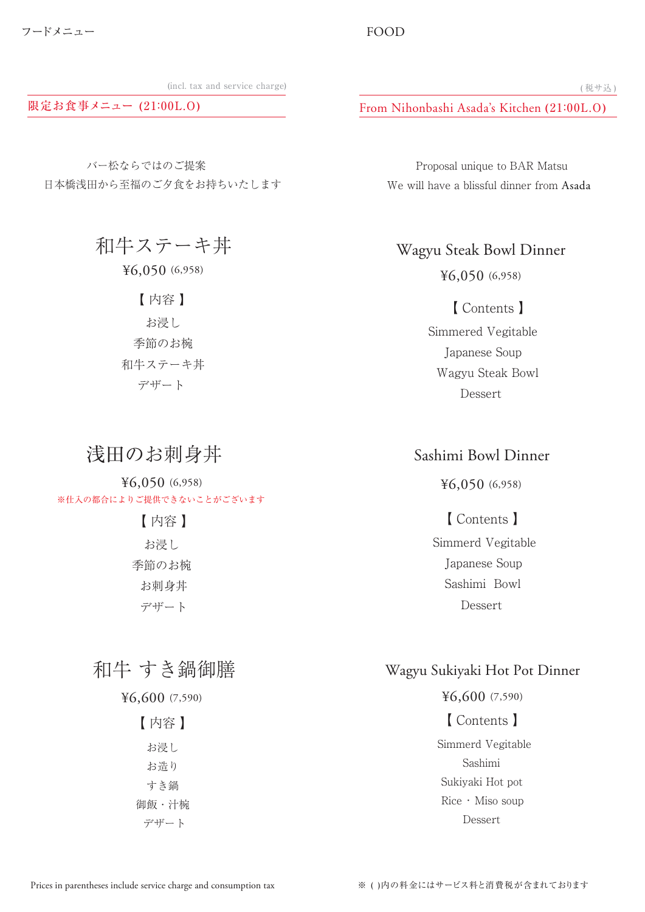フードメニュー

(incl. tax and service charge)

## 限定お食事メニュー (21:00L.O)

バー松ならではのご提案
日本橋浅田から至福のご夕食をお持ちいたします

### 和牛ステーキ丼

¥6,050 (6,958)

【 内容 】

お浸し
季節のお椀
和牛ステーキ丼
デザート

### 浅田のお刺身丼

¥6,050 (6,958)

※仕入の都合によりご提供できないことがございます

【 内容 】

お浸し
季節のお椀
お刺身丼
デザート

### 和牛 すき鍋御膳

¥6,600 (7,590)

【 内容 】

お浸し
お造り
すき鍋
御飯・汁椀
デザート

Prices in parentheses include service charge and consumption tax

FOOD

( 税サ込 )

## From Nihonbashi Asada's Kitchen (21:00L.O)

Proposal unique to BAR Matsu
We will have a blissful dinner from Asada

### Wagyu Steak Bowl Dinner

¥6,050 (6,958)

【 Contents 】

Simmered Vegitable
Japanese Soup
Wagyu Steak Bowl
Dessert

### Sashimi Bowl Dinner

¥6,050 (6,958)

【 Contents 】

Simmerd Vegitable
Japanese Soup
Sashimi Bowl
Dessert

### Wagyu Sukiyaki Hot Pot Dinner

¥6,600 (7,590)

【 Contents 】

Simmerd Vegitable
Sashimi
Sukiyaki Hot pot
Rice・Miso soup
Dessert

※ ( )内の料金にはサービス料と消費税が含まれております